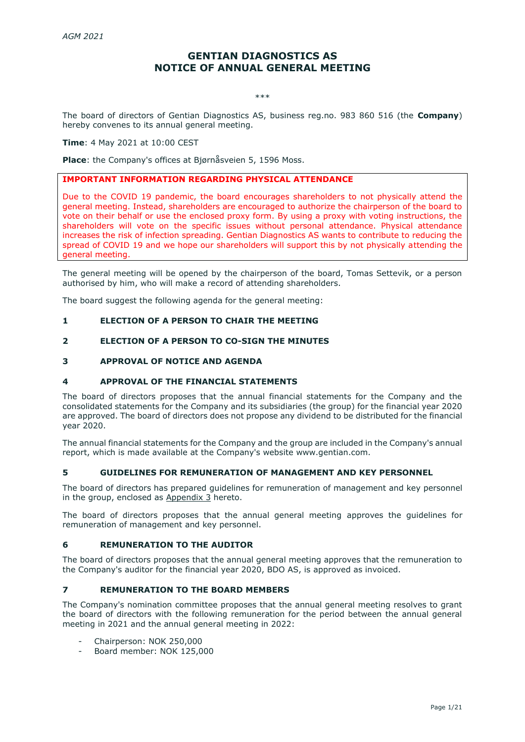# GENTIAN DIAGNOSTICS AS
# NOTICE OF ANNUAL GENERAL MEETING

\*\*\*

The board of directors of Gentian Diagnostics AS, business reg.no. 983 860 516 (the **Company**) hereby convenes to its annual general meeting.

**Time**: 4 May 2021 at 10:00 CEST

**Place**: the Company's offices at Bjørnåsveien 5, 1596 Moss.

> **IMPORTANT INFORMATION REGARDING PHYSICAL ATTENDANCE**
>
> Due to the COVID 19 pandemic, the board encourages shareholders to not physically attend the general meeting. Instead, shareholders are encouraged to authorize the chairperson of the board to vote on their behalf or use the enclosed proxy form. By using a proxy with voting instructions, the shareholders will vote on the specific issues without personal attendance. Physical attendance increases the risk of infection spreading. Gentian Diagnostics AS wants to contribute to reducing the spread of COVID 19 and we hope our shareholders will support this by not physically attending the general meeting.

The general meeting will be opened by the chairperson of the board, Tomas Settevik, or a person authorised by him, who will make a record of attending shareholders.

The board suggest the following agenda for the general meeting:

## 1 ELECTION OF A PERSON TO CHAIR THE MEETING

## 2 ELECTION OF A PERSON TO CO-SIGN THE MINUTES

## 3 APPROVAL OF NOTICE AND AGENDA

## 4 APPROVAL OF THE FINANCIAL STATEMENTS

The board of directors proposes that the annual financial statements for the Company and the consolidated statements for the Company and its subsidiaries (the group) for the financial year 2020 are approved. The board of directors does not propose any dividend to be distributed for the financial year 2020.

The annual financial statements for the Company and the group are included in the Company's annual report, which is made available at the Company's website www.gentian.com.

## 5 GUIDELINES FOR REMUNERATION OF MANAGEMENT AND KEY PERSONNEL

The board of directors has prepared guidelines for remuneration of management and key personnel in the group, enclosed as Appendix 3 hereto.

The board of directors proposes that the annual general meeting approves the guidelines for remuneration of management and key personnel.

## 6 REMUNERATION TO THE AUDITOR

The board of directors proposes that the annual general meeting approves that the remuneration to the Company's auditor for the financial year 2020, BDO AS, is approved as invoiced.

## 7 REMUNERATION TO THE BOARD MEMBERS

The Company's nomination committee proposes that the annual general meeting resolves to grant the board of directors with the following remuneration for the period between the annual general meeting in 2021 and the annual general meeting in 2022:

- Chairperson: NOK 250,000
- Board member: NOK 125,000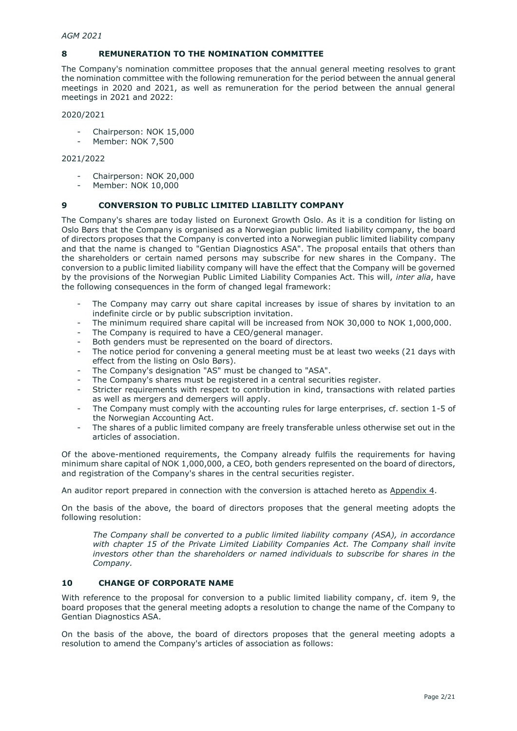## 8 REMUNERATION TO THE NOMINATION COMMITTEE

The Company's nomination committee proposes that the annual general meeting resolves to grant the nomination committee with the following remuneration for the period between the annual general meetings in 2020 and 2021, as well as remuneration for the period between the annual general meetings in 2021 and 2022:

2020/2021

- Chairperson: NOK 15,000
- Member: NOK 7,500

2021/2022

- Chairperson: NOK 20,000
- Member: NOK 10,000

## 9 CONVERSION TO PUBLIC LIMITED LIABILITY COMPANY

The Company's shares are today listed on Euronext Growth Oslo. As it is a condition for listing on Oslo Børs that the Company is organised as a Norwegian public limited liability company, the board of directors proposes that the Company is converted into a Norwegian public limited liability company and that the name is changed to "Gentian Diagnostics ASA". The proposal entails that others than the shareholders or certain named persons may subscribe for new shares in the Company. The conversion to a public limited liability company will have the effect that the Company will be governed by the provisions of the Norwegian Public Limited Liability Companies Act. This will, *inter alia*, have the following consequences in the form of changed legal framework:

- The Company may carry out share capital increases by issue of shares by invitation to an indefinite circle or by public subscription invitation.
- The minimum required share capital will be increased from NOK 30,000 to NOK 1,000,000.
- The Company is required to have a CEO/general manager.
- Both genders must be represented on the board of directors.
- The notice period for convening a general meeting must be at least two weeks (21 days with effect from the listing on Oslo Børs).
- The Company's designation "AS" must be changed to "ASA".
- The Company's shares must be registered in a central securities register.
- Stricter requirements with respect to contribution in kind, transactions with related parties as well as mergers and demergers will apply.
- The Company must comply with the accounting rules for large enterprises, cf. section 1-5 of the Norwegian Accounting Act.
- The shares of a public limited company are freely transferable unless otherwise set out in the articles of association.

Of the above-mentioned requirements, the Company already fulfils the requirements for having minimum share capital of NOK 1,000,000, a CEO, both genders represented on the board of directors, and registration of the Company's shares in the central securities register.

An auditor report prepared in connection with the conversion is attached hereto as Appendix 4.

On the basis of the above, the board of directors proposes that the general meeting adopts the following resolution:

> *The Company shall be converted to a public limited liability company (ASA), in accordance with chapter 15 of the Private Limited Liability Companies Act. The Company shall invite investors other than the shareholders or named individuals to subscribe for shares in the Company.*

## 10 CHANGE OF CORPORATE NAME

With reference to the proposal for conversion to a public limited liability company, cf. item 9, the board proposes that the general meeting adopts a resolution to change the name of the Company to Gentian Diagnostics ASA.

On the basis of the above, the board of directors proposes that the general meeting adopts a resolution to amend the Company's articles of association as follows: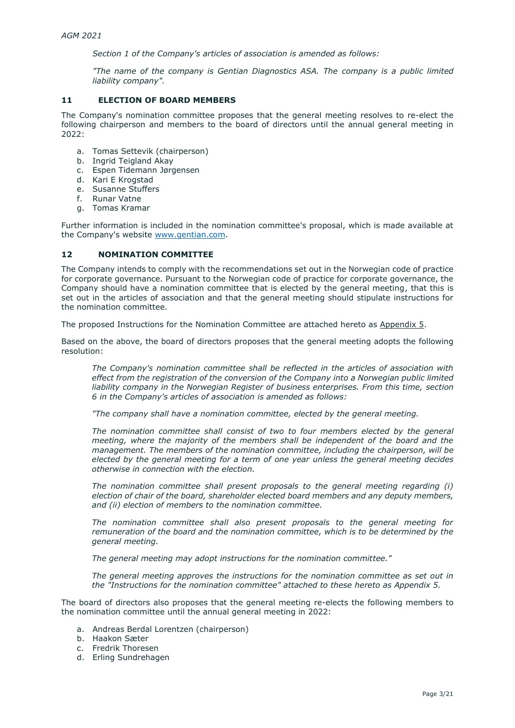Section 1 of the Company's articles of association is amended as follows:

*"The name of the company is Gentian Diagnostics ASA. The company is a public limited liability company".*

## 11 ELECTION OF BOARD MEMBERS

The Company's nomination committee proposes that the general meeting resolves to re-elect the following chairperson and members to the board of directors until the annual general meeting in 2022:

a. Tomas Settevik (chairperson)
b. Ingrid Teigland Akay
c. Espen Tidemann Jørgensen
d. Kari E Krogstad
e. Susanne Stuffers
f. Runar Vatne
g. Tomas Kramar

Further information is included in the nomination committee's proposal, which is made available at the Company's website www.gentian.com.

## 12 NOMINATION COMMITTEE

The Company intends to comply with the recommendations set out in the Norwegian code of practice for corporate governance. Pursuant to the Norwegian code of practice for corporate governance, the Company should have a nomination committee that is elected by the general meeting, that this is set out in the articles of association and that the general meeting should stipulate instructions for the nomination committee.

The proposed Instructions for the Nomination Committee are attached hereto as Appendix 5.

Based on the above, the board of directors proposes that the general meeting adopts the following resolution:

*The Company's nomination committee shall be reflected in the articles of association with effect from the registration of the conversion of the Company into a Norwegian public limited liability company in the Norwegian Register of business enterprises. From this time, section 6 in the Company's articles of association is amended as follows:*

*"The company shall have a nomination committee, elected by the general meeting.*

*The nomination committee shall consist of two to four members elected by the general meeting, where the majority of the members shall be independent of the board and the management. The members of the nomination committee, including the chairperson, will be elected by the general meeting for a term of one year unless the general meeting decides otherwise in connection with the election.*

*The nomination committee shall present proposals to the general meeting regarding (i) election of chair of the board, shareholder elected board members and any deputy members, and (ii) election of members to the nomination committee.*

*The nomination committee shall also present proposals to the general meeting for remuneration of the board and the nomination committee, which is to be determined by the general meeting.*

*The general meeting may adopt instructions for the nomination committee."*

*The general meeting approves the instructions for the nomination committee as set out in the "Instructions for the nomination committee" attached to these hereto as Appendix 5.*

The board of directors also proposes that the general meeting re-elects the following members to the nomination committee until the annual general meeting in 2022:

a. Andreas Berdal Lorentzen (chairperson)
b. Haakon Sæter
c. Fredrik Thoresen
d. Erling Sundrehagen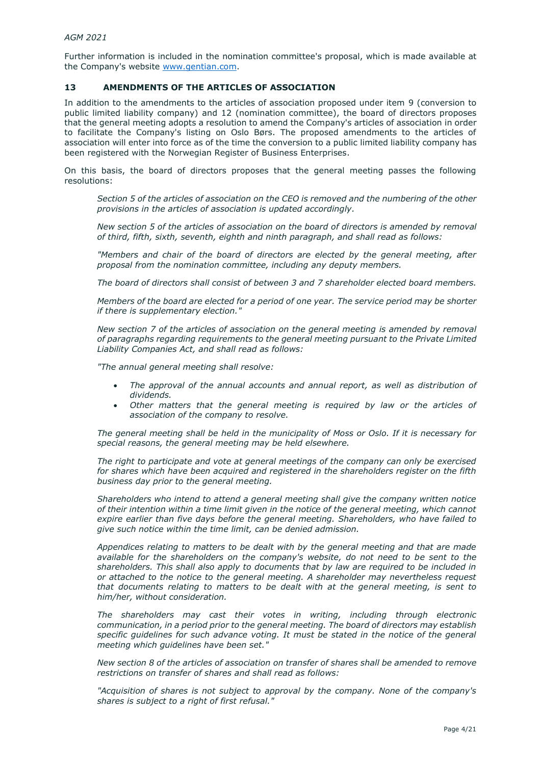Further information is included in the nomination committee's proposal, which is made available at the Company's website [www.gentian.com](www.gentian.com).

## 13 AMENDMENTS OF THE ARTICLES OF ASSOCIATION

In addition to the amendments to the articles of association proposed under item 9 (conversion to public limited liability company) and 12 (nomination committee), the board of directors proposes that the general meeting adopts a resolution to amend the Company's articles of association in order to facilitate the Company's listing on Oslo Børs. The proposed amendments to the articles of association will enter into force as of the time the conversion to a public limited liability company has been registered with the Norwegian Register of Business Enterprises.

On this basis, the board of directors proposes that the general meeting passes the following resolutions:

> *Section 5 of the articles of association on the CEO is removed and the numbering of the other provisions in the articles of association is updated accordingly.*
>
> *New section 5 of the articles of association on the board of directors is amended by removal of third, fifth, sixth, seventh, eighth and ninth paragraph, and shall read as follows:*
>
> *"Members and chair of the board of directors are elected by the general meeting, after proposal from the nomination committee, including any deputy members.*
>
> *The board of directors shall consist of between 3 and 7 shareholder elected board members.*
>
> *Members of the board are elected for a period of one year. The service period may be shorter if there is supplementary election."*
>
> *New section 7 of the articles of association on the general meeting is amended by removal of paragraphs regarding requirements to the general meeting pursuant to the Private Limited Liability Companies Act, and shall read as follows:*
>
> *"The annual general meeting shall resolve:*
>
> - *The approval of the annual accounts and annual report, as well as distribution of dividends.*
> - *Other matters that the general meeting is required by law or the articles of association of the company to resolve.*
>
> *The general meeting shall be held in the municipality of Moss or Oslo. If it is necessary for special reasons, the general meeting may be held elsewhere.*
>
> *The right to participate and vote at general meetings of the company can only be exercised for shares which have been acquired and registered in the shareholders register on the fifth business day prior to the general meeting.*
>
> *Shareholders who intend to attend a general meeting shall give the company written notice of their intention within a time limit given in the notice of the general meeting, which cannot expire earlier than five days before the general meeting. Shareholders, who have failed to give such notice within the time limit, can be denied admission.*
>
> *Appendices relating to matters to be dealt with by the general meeting and that are made available for the shareholders on the company's website, do not need to be sent to the shareholders. This shall also apply to documents that by law are required to be included in or attached to the notice to the general meeting. A shareholder may nevertheless request that documents relating to matters to be dealt with at the general meeting, is sent to him/her, without consideration.*
>
> *The shareholders may cast their votes in writing, including through electronic communication, in a period prior to the general meeting. The board of directors may establish specific guidelines for such advance voting. It must be stated in the notice of the general meeting which guidelines have been set."*
>
> *New section 8 of the articles of association on transfer of shares shall be amended to remove restrictions on transfer of shares and shall read as follows:*
>
> *"Acquisition of shares is not subject to approval by the company. None of the company's shares is subject to a right of first refusal."*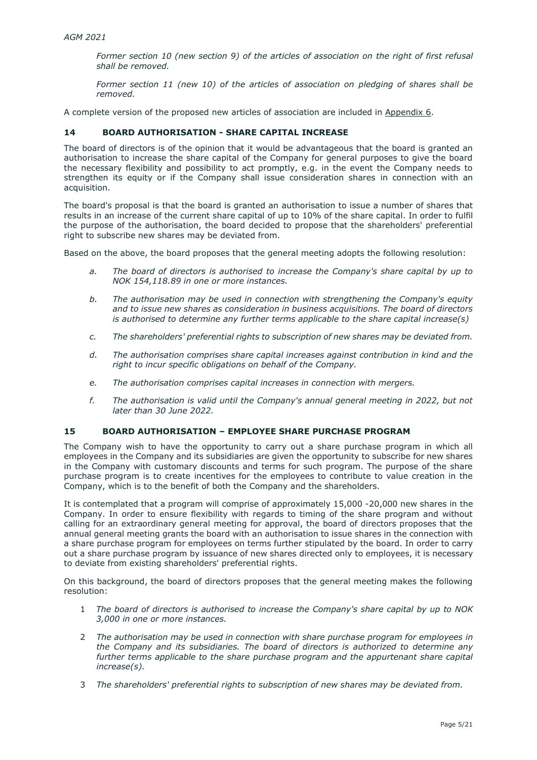*Former section 10 (new section 9) of the articles of association on the right of first refusal shall be removed.*

*Former section 11 (new 10) of the articles of association on pledging of shares shall be removed.*

A complete version of the proposed new articles of association are included in Appendix 6.

## 14 BOARD AUTHORISATION - SHARE CAPITAL INCREASE

The board of directors is of the opinion that it would be advantageous that the board is granted an authorisation to increase the share capital of the Company for general purposes to give the board the necessary flexibility and possibility to act promptly, e.g. in the event the Company needs to strengthen its equity or if the Company shall issue consideration shares in connection with an acquisition.

The board's proposal is that the board is granted an authorisation to issue a number of shares that results in an increase of the current share capital of up to 10% of the share capital. In order to fulfil the purpose of the authorisation, the board decided to propose that the shareholders' preferential right to subscribe new shares may be deviated from.

Based on the above, the board proposes that the general meeting adopts the following resolution:

a. *The board of directors is authorised to increase the Company's share capital by up to NOK 154,118.89 in one or more instances.*

b. *The authorisation may be used in connection with strengthening the Company's equity and to issue new shares as consideration in business acquisitions. The board of directors is authorised to determine any further terms applicable to the share capital increase(s)*

c. *The shareholders' preferential rights to subscription of new shares may be deviated from.*

d. *The authorisation comprises share capital increases against contribution in kind and the right to incur specific obligations on behalf of the Company.*

e. *The authorisation comprises capital increases in connection with mergers.*

f. *The authorisation is valid until the Company's annual general meeting in 2022, but not later than 30 June 2022.*

## 15 BOARD AUTHORISATION – EMPLOYEE SHARE PURCHASE PROGRAM

The Company wish to have the opportunity to carry out a share purchase program in which all employees in the Company and its subsidiaries are given the opportunity to subscribe for new shares in the Company with customary discounts and terms for such program. The purpose of the share purchase program is to create incentives for the employees to contribute to value creation in the Company, which is to the benefit of both the Company and the shareholders.

It is contemplated that a program will comprise of approximately 15,000 -20,000 new shares in the Company. In order to ensure flexibility with regards to timing of the share program and without calling for an extraordinary general meeting for approval, the board of directors proposes that the annual general meeting grants the board with an authorisation to issue shares in the connection with a share purchase program for employees on terms further stipulated by the board. In order to carry out a share purchase program by issuance of new shares directed only to employees, it is necessary to deviate from existing shareholders' preferential rights.

On this background, the board of directors proposes that the general meeting makes the following resolution:

1 *The board of directors is authorised to increase the Company's share capital by up to NOK 3,000 in one or more instances.*

2 *The authorisation may be used in connection with share purchase program for employees in the Company and its subsidiaries. The board of directors is authorized to determine any further terms applicable to the share purchase program and the appurtenant share capital increase(s).*

3 *The shareholders' preferential rights to subscription of new shares may be deviated from.*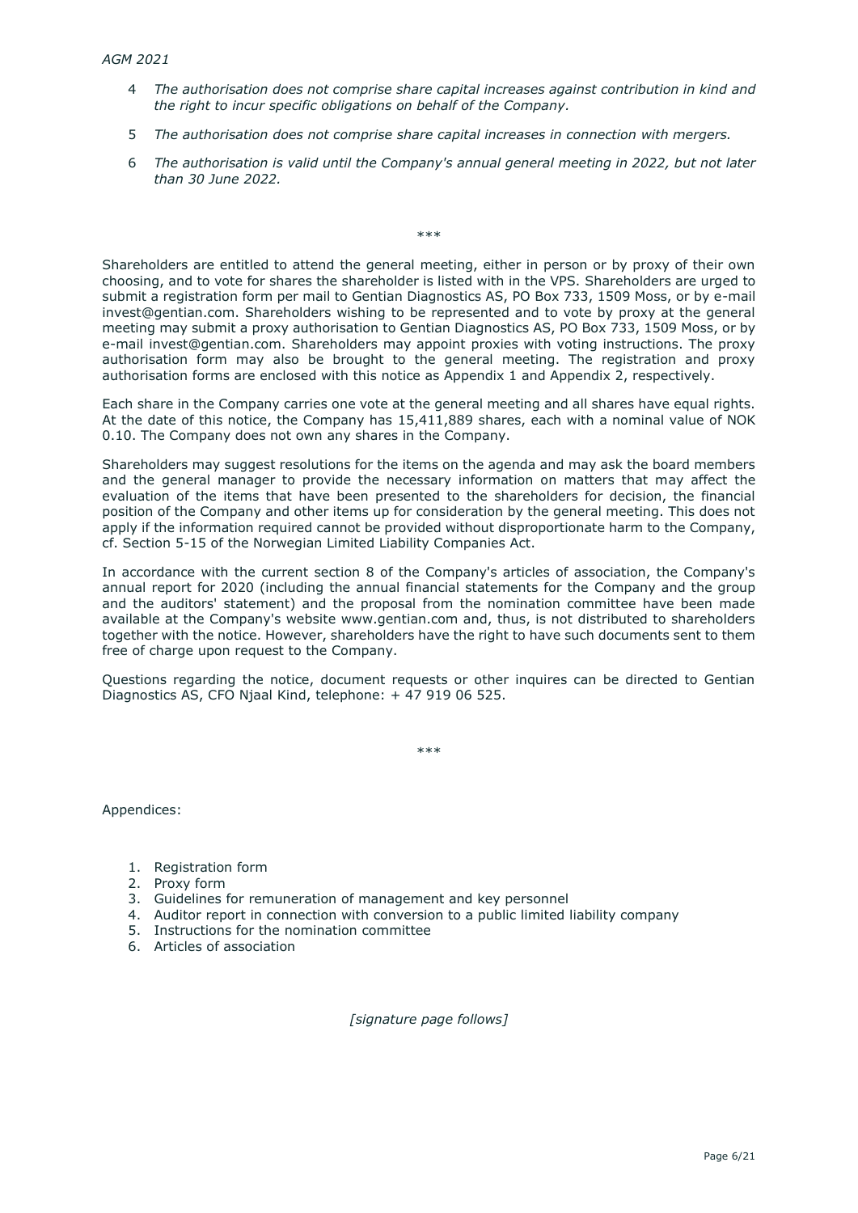4 *The authorisation does not comprise share capital increases against contribution in kind and the right to incur specific obligations on behalf of the Company.*

5 *The authorisation does not comprise share capital increases in connection with mergers.*

6 *The authorisation is valid until the Company's annual general meeting in 2022, but not later than 30 June 2022.*

\*\*\*

Shareholders are entitled to attend the general meeting, either in person or by proxy of their own choosing, and to vote for shares the shareholder is listed with in the VPS. Shareholders are urged to submit a registration form per mail to Gentian Diagnostics AS, PO Box 733, 1509 Moss, or by e-mail invest@gentian.com. Shareholders wishing to be represented and to vote by proxy at the general meeting may submit a proxy authorisation to Gentian Diagnostics AS, PO Box 733, 1509 Moss, or by e-mail invest@gentian.com. Shareholders may appoint proxies with voting instructions. The proxy authorisation form may also be brought to the general meeting. The registration and proxy authorisation forms are enclosed with this notice as Appendix 1 and Appendix 2, respectively.

Each share in the Company carries one vote at the general meeting and all shares have equal rights. At the date of this notice, the Company has 15,411,889 shares, each with a nominal value of NOK 0.10. The Company does not own any shares in the Company.

Shareholders may suggest resolutions for the items on the agenda and may ask the board members and the general manager to provide the necessary information on matters that may affect the evaluation of the items that have been presented to the shareholders for decision, the financial position of the Company and other items up for consideration by the general meeting. This does not apply if the information required cannot be provided without disproportionate harm to the Company, cf. Section 5-15 of the Norwegian Limited Liability Companies Act.

In accordance with the current section 8 of the Company's articles of association, the Company's annual report for 2020 (including the annual financial statements for the Company and the group and the auditors' statement) and the proposal from the nomination committee have been made available at the Company's website www.gentian.com and, thus, is not distributed to shareholders together with the notice. However, shareholders have the right to have such documents sent to them free of charge upon request to the Company.

Questions regarding the notice, document requests or other inquires can be directed to Gentian Diagnostics AS, CFO Njaal Kind, telephone: + 47 919 06 525.

\*\*\*

Appendices:

1. Registration form
2. Proxy form
3. Guidelines for remuneration of management and key personnel
4. Auditor report in connection with conversion to a public limited liability company
5. Instructions for the nomination committee
6. Articles of association

*[signature page follows]*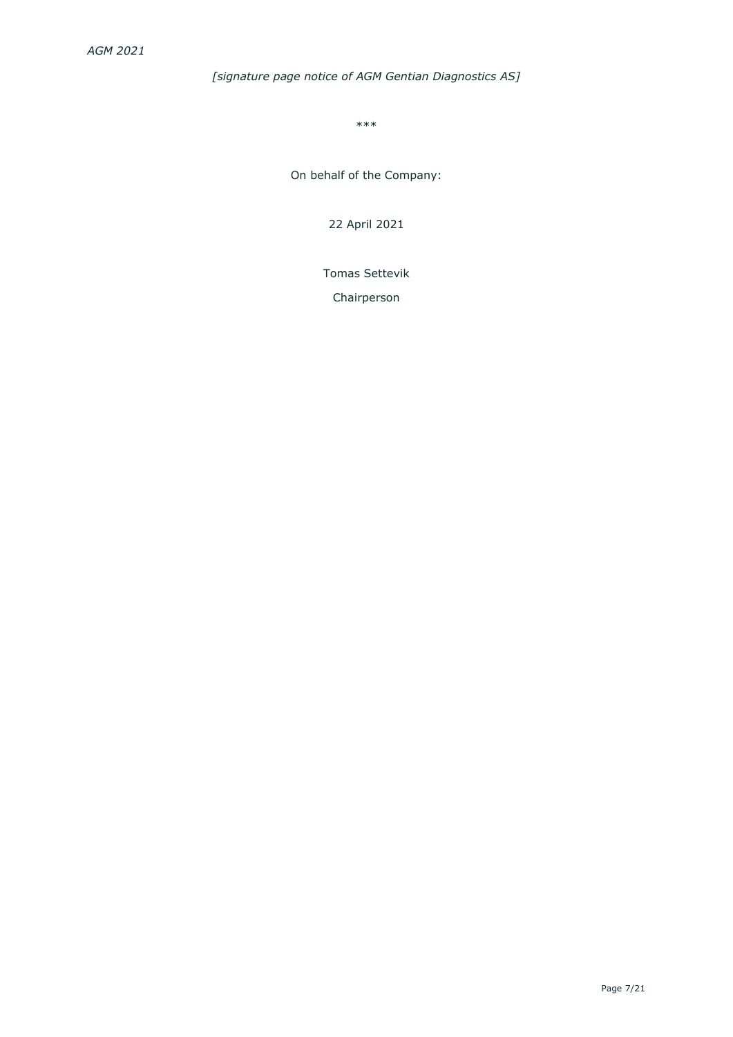*[signature page notice of AGM Gentian Diagnostics AS]*

***

On behalf of the Company:

22 April 2021

Tomas Settevik

Chairperson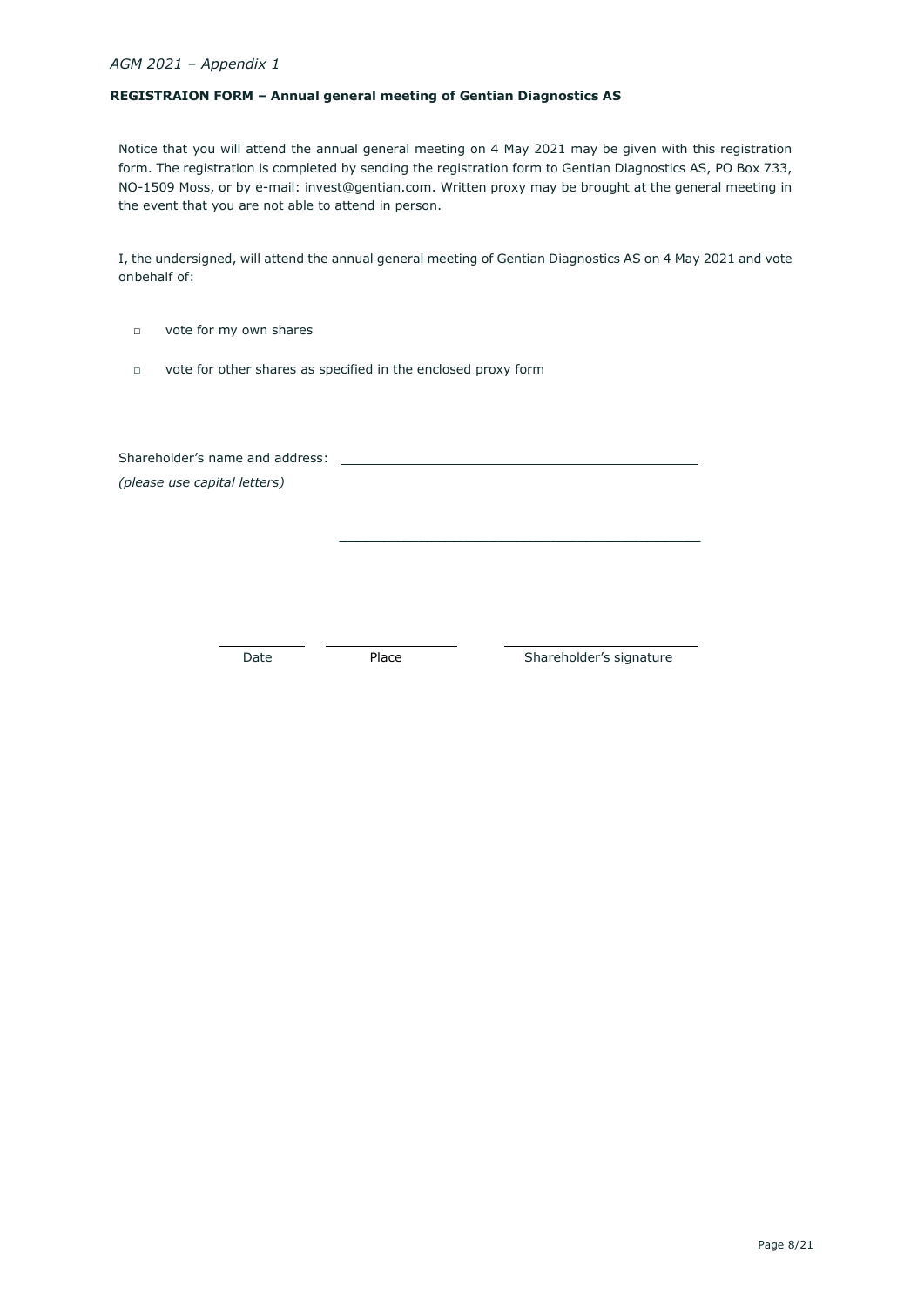*AGM 2021 – Appendix 1*

**REGISTRAION FORM – Annual general meeting of Gentian Diagnostics AS**

Notice that you will attend the annual general meeting on 4 May 2021 may be given with this registration form. The registration is completed by sending the registration form to Gentian Diagnostics AS, PO Box 733, NO-1509 Moss, or by e-mail: invest@gentian.com. Written proxy may be brought at the general meeting in the event that you are not able to attend in person.

I, the undersigned, will attend the annual general meeting of Gentian Diagnostics AS on 4 May 2021 and vote onbehalf of:

- ▫ vote for my own shares
- ▫ vote for other shares as specified in the enclosed proxy form

Shareholder's name and address: ____________________________________________
*(please use capital letters)*

____________________________________________

| ____________ | ____________ | ____________ |
|---|---|---|
| Date | Place | Shareholder's signature |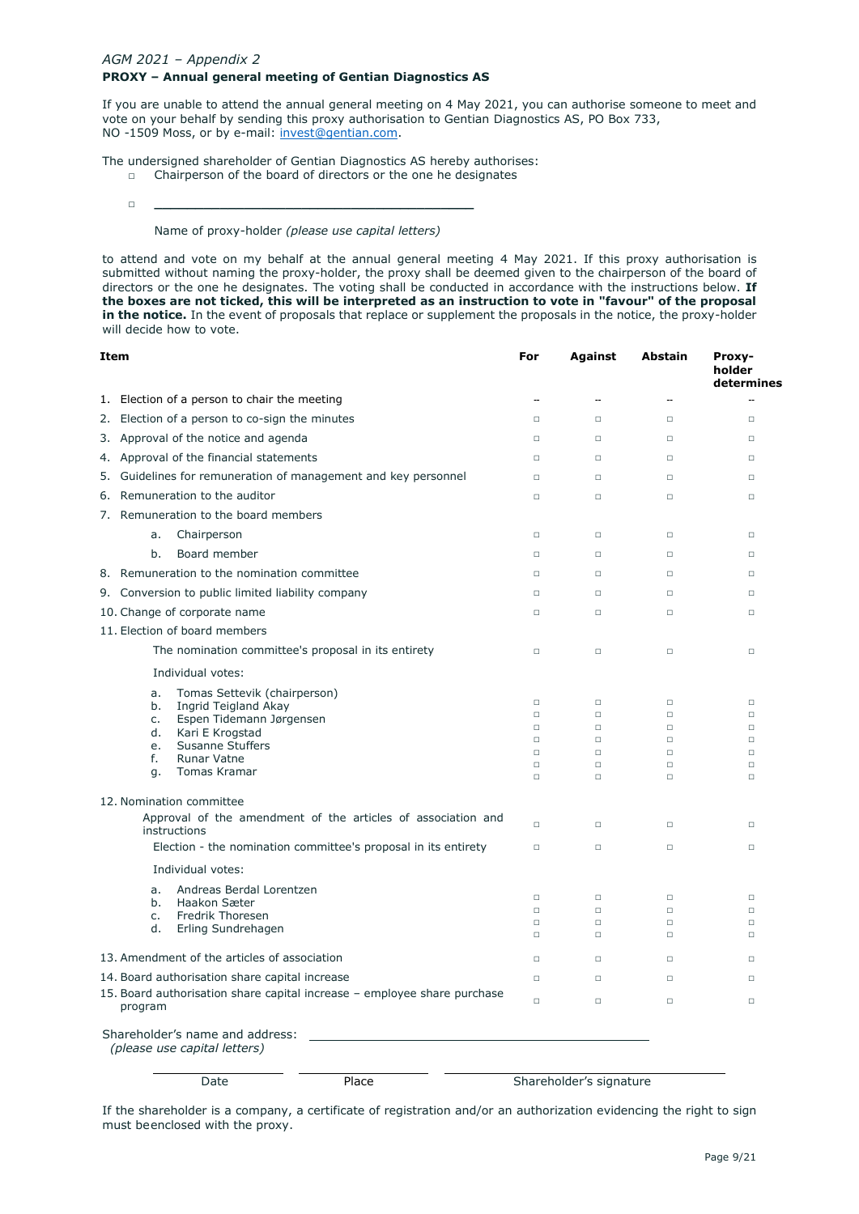*AGM 2021 – Appendix 2*

**PROXY – Annual general meeting of Gentian Diagnostics AS**

If you are unable to attend the annual general meeting on 4 May 2021, you can authorise someone to meet and vote on your behalf by sending this proxy authorisation to Gentian Diagnostics AS, PO Box 733, NO -1509 Moss, or by e-mail: invest@gentian.com.

The undersigned shareholder of Gentian Diagnostics AS hereby authorises:

- □ Chairperson of the board of directors or the one he designates
- □ ________________________________________

  Name of proxy-holder *(please use capital letters)*

to attend and vote on my behalf at the annual general meeting 4 May 2021. If this proxy authorisation is submitted without naming the proxy-holder, the proxy shall be deemed given to the chairperson of the board of directors or the one he designates. The voting shall be conducted in accordance with the instructions below. **If the boxes are not ticked, this will be interpreted as an instruction to vote in "favour" of the proposal in the notice.** In the event of proposals that replace or supplement the proposals in the notice, the proxy-holder will decide how to vote.

| Item | For | Against | Abstain | Proxy-holder determines |
|---|---|---|---|---|
| 1. Election of a person to chair the meeting | -- | -- | -- | -- |
| 2. Election of a person to co-sign the minutes | □ | □ | □ | □ |
| 3. Approval of the notice and agenda | □ | □ | □ | □ |
| 4. Approval of the financial statements | □ | □ | □ | □ |
| 5. Guidelines for remuneration of management and key personnel | □ | □ | □ | □ |
| 6. Remuneration to the auditor | □ | □ | □ | □ |
| 7. Remuneration to the board members | | | | |
| a. Chairperson | □ | □ | □ | □ |
| b. Board member | □ | □ | □ | □ |
| 8. Remuneration to the nomination committee | □ | □ | □ | □ |
| 9. Conversion to public limited liability company | □ | □ | □ | □ |
| 10. Change of corporate name | □ | □ | □ | □ |
| 11. Election of board members | | | | |
| The nomination committee's proposal in its entirety | □ | □ | □ | □ |
| Individual votes: | | | | |
| a. Tomas Settevik (chairperson) | □ | □ | □ | □ |
| b. Ingrid Teigland Akay | □ | □ | □ | □ |
| c. Espen Tidemann Jørgensen | □ | □ | □ | □ |
| d. Kari E Krogstad | □ | □ | □ | □ |
| e. Susanne Stuffers | □ | □ | □ | □ |
| f. Runar Vatne | □ | □ | □ | □ |
| g. Tomas Kramar | □ | □ | □ | □ |
| 12. Nomination committee | | | | |
| Approval of the amendment of the articles of association and instructions | □ | □ | □ | □ |
| Election - the nomination committee's proposal in its entirety | □ | □ | □ | □ |
| Individual votes: | | | | |
| a. Andreas Berdal Lorentzen | □ | □ | □ | □ |
| b. Haakon Sæter | □ | □ | □ | □ |
| c. Fredrik Thoresen | □ | □ | □ | □ |
| d. Erling Sundrehagen | □ | □ | □ | □ |
| 13. Amendment of the articles of association | □ | □ | □ | □ |
| 14. Board authorisation share capital increase | □ | □ | □ | □ |
| 15. Board authorisation share capital increase – employee share purchase program | □ | □ | □ | □ |

Shareholder's name and address: ________________________________________
*(please use capital letters)*

______________ ______________ ______________________________

Date Place Shareholder's signature

If the shareholder is a company, a certificate of registration and/or an authorization evidencing the right to sign must beenclosed with the proxy.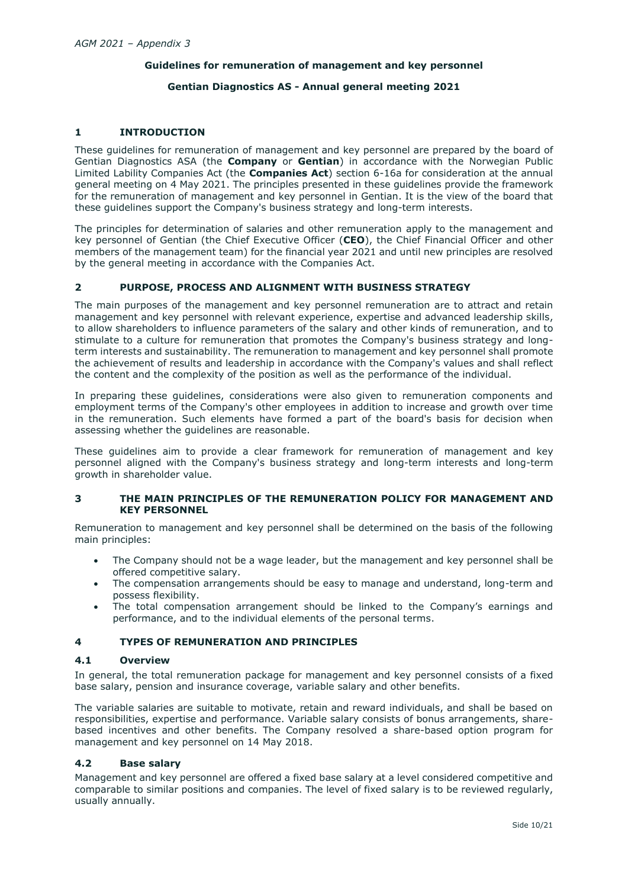*AGM 2021 – Appendix 3*

**Guidelines for remuneration of management and key personnel**

**Gentian Diagnostics AS - Annual general meeting 2021**

## 1 INTRODUCTION

These guidelines for remuneration of management and key personnel are prepared by the board of Gentian Diagnostics ASA (the **Company** or **Gentian**) in accordance with the Norwegian Public Limited Lability Companies Act (the **Companies Act**) section 6-16a for consideration at the annual general meeting on 4 May 2021. The principles presented in these guidelines provide the framework for the remuneration of management and key personnel in Gentian. It is the view of the board that these guidelines support the Company's business strategy and long-term interests.

The principles for determination of salaries and other remuneration apply to the management and key personnel of Gentian (the Chief Executive Officer (**CEO**), the Chief Financial Officer and other members of the management team) for the financial year 2021 and until new principles are resolved by the general meeting in accordance with the Companies Act.

## 2 PURPOSE, PROCESS AND ALIGNMENT WITH BUSINESS STRATEGY

The main purposes of the management and key personnel remuneration are to attract and retain management and key personnel with relevant experience, expertise and advanced leadership skills, to allow shareholders to influence parameters of the salary and other kinds of remuneration, and to stimulate to a culture for remuneration that promotes the Company's business strategy and long-term interests and sustainability. The remuneration to management and key personnel shall promote the achievement of results and leadership in accordance with the Company's values and shall reflect the content and the complexity of the position as well as the performance of the individual.

In preparing these guidelines, considerations were also given to remuneration components and employment terms of the Company's other employees in addition to increase and growth over time in the remuneration. Such elements have formed a part of the board's basis for decision when assessing whether the guidelines are reasonable.

These guidelines aim to provide a clear framework for remuneration of management and key personnel aligned with the Company's business strategy and long-term interests and long-term growth in shareholder value.

## 3 THE MAIN PRINCIPLES OF THE REMUNERATION POLICY FOR MANAGEMENT AND KEY PERSONNEL

Remuneration to management and key personnel shall be determined on the basis of the following main principles:

- The Company should not be a wage leader, but the management and key personnel shall be offered competitive salary.
- The compensation arrangements should be easy to manage and understand, long-term and possess flexibility.
- The total compensation arrangement should be linked to the Company's earnings and performance, and to the individual elements of the personal terms.

## 4 TYPES OF REMUNERATION AND PRINCIPLES

### 4.1 Overview

In general, the total remuneration package for management and key personnel consists of a fixed base salary, pension and insurance coverage, variable salary and other benefits.

The variable salaries are suitable to motivate, retain and reward individuals, and shall be based on responsibilities, expertise and performance. Variable salary consists of bonus arrangements, share-based incentives and other benefits. The Company resolved a share-based option program for management and key personnel on 14 May 2018.

### 4.2 Base salary

Management and key personnel are offered a fixed base salary at a level considered competitive and comparable to similar positions and companies. The level of fixed salary is to be reviewed regularly, usually annually.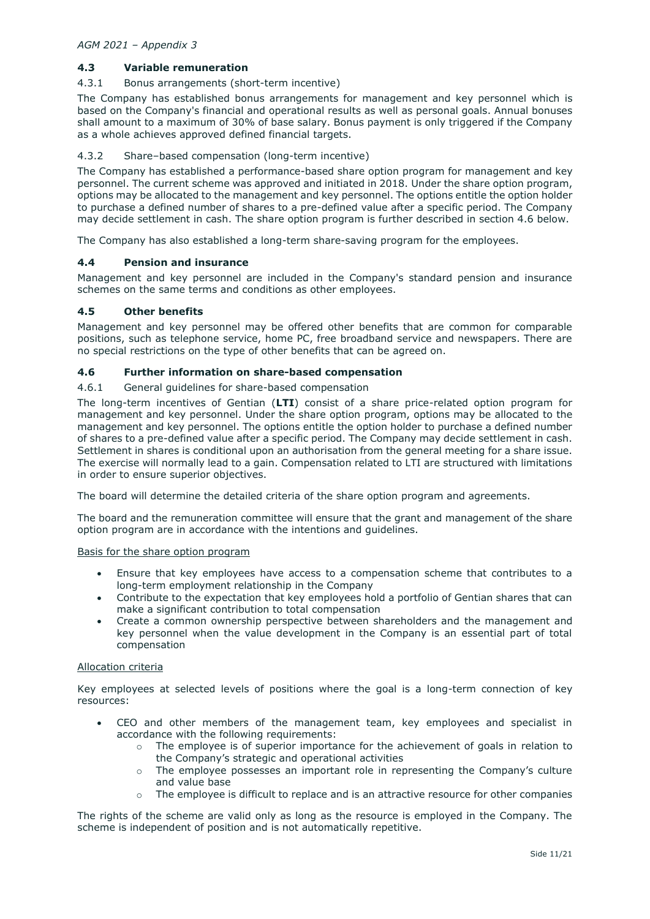### 4.3 Variable remuneration

#### 4.3.1 Bonus arrangements (short-term incentive)

The Company has established bonus arrangements for management and key personnel which is based on the Company's financial and operational results as well as personal goals. Annual bonuses shall amount to a maximum of 30% of base salary. Bonus payment is only triggered if the Company as a whole achieves approved defined financial targets.

#### 4.3.2 Share–based compensation (long-term incentive)

The Company has established a performance-based share option program for management and key personnel. The current scheme was approved and initiated in 2018. Under the share option program, options may be allocated to the management and key personnel. The options entitle the option holder to purchase a defined number of shares to a pre-defined value after a specific period. The Company may decide settlement in cash. The share option program is further described in section 4.6 below.

The Company has also established a long-term share-saving program for the employees.

### 4.4 Pension and insurance

Management and key personnel are included in the Company's standard pension and insurance schemes on the same terms and conditions as other employees.

### 4.5 Other benefits

Management and key personnel may be offered other benefits that are common for comparable positions, such as telephone service, home PC, free broadband service and newspapers. There are no special restrictions on the type of other benefits that can be agreed on.

### 4.6 Further information on share-based compensation

#### 4.6.1 General guidelines for share-based compensation

The long-term incentives of Gentian (**LTI**) consist of a share price-related option program for management and key personnel. Under the share option program, options may be allocated to the management and key personnel. The options entitle the option holder to purchase a defined number of shares to a pre-defined value after a specific period. The Company may decide settlement in cash. Settlement in shares is conditional upon an authorisation from the general meeting for a share issue. The exercise will normally lead to a gain. Compensation related to LTI are structured with limitations in order to ensure superior objectives.

The board will determine the detailed criteria of the share option program and agreements.

The board and the remuneration committee will ensure that the grant and management of the share option program are in accordance with the intentions and guidelines.

<u>Basis for the share option program</u>

- Ensure that key employees have access to a compensation scheme that contributes to a long-term employment relationship in the Company
- Contribute to the expectation that key employees hold a portfolio of Gentian shares that can make a significant contribution to total compensation
- Create a common ownership perspective between shareholders and the management and key personnel when the value development in the Company is an essential part of total compensation

<u>Allocation criteria</u>

Key employees at selected levels of positions where the goal is a long-term connection of key resources:

- CEO and other members of the management team, key employees and specialist in accordance with the following requirements:
  - The employee is of superior importance for the achievement of goals in relation to the Company's strategic and operational activities
  - The employee possesses an important role in representing the Company's culture and value base
  - The employee is difficult to replace and is an attractive resource for other companies

The rights of the scheme are valid only as long as the resource is employed in the Company. The scheme is independent of position and is not automatically repetitive.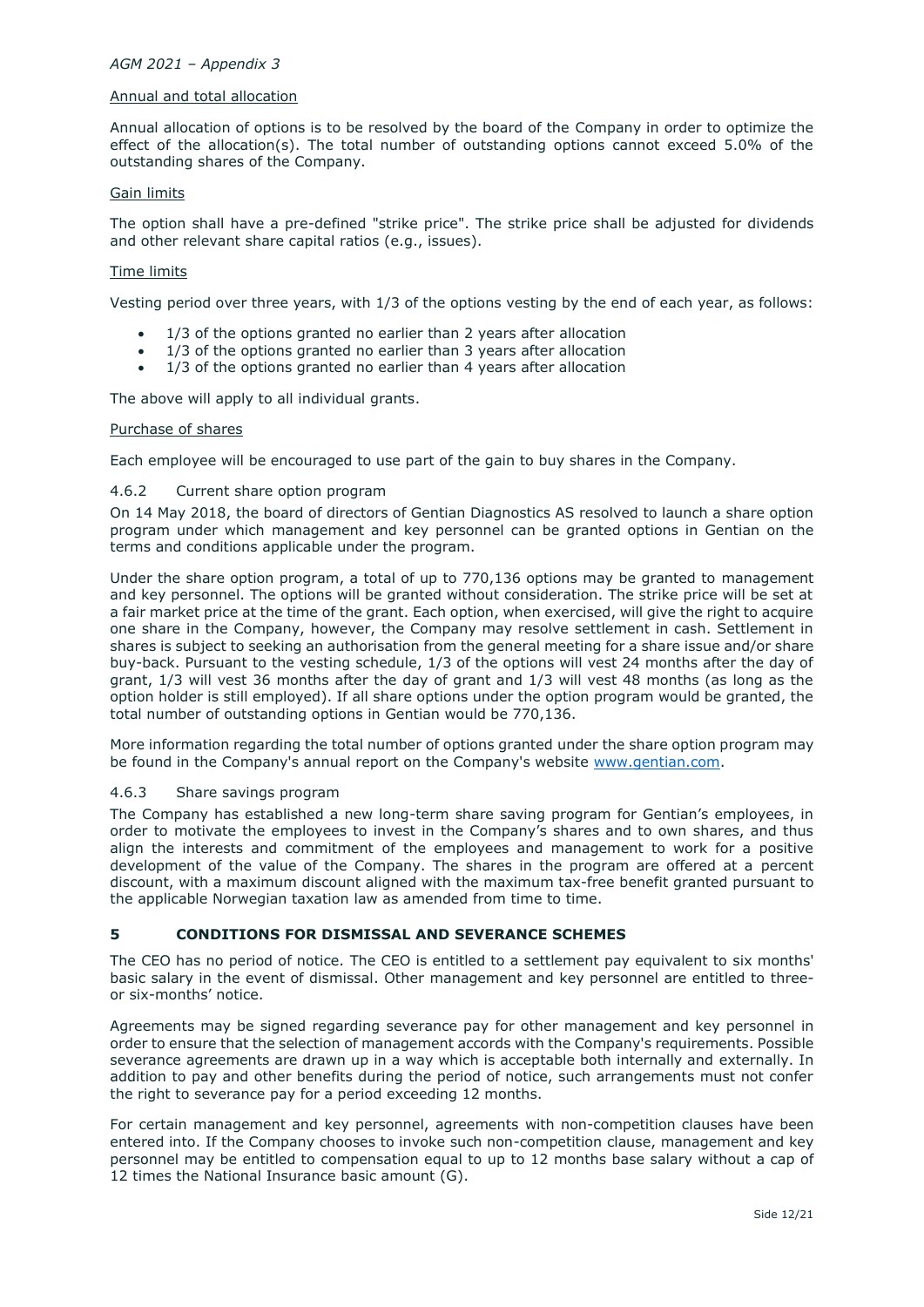#### Annual and total allocation

Annual allocation of options is to be resolved by the board of the Company in order to optimize the effect of the allocation(s). The total number of outstanding options cannot exceed 5.0% of the outstanding shares of the Company.

#### Gain limits

The option shall have a pre-defined "strike price". The strike price shall be adjusted for dividends and other relevant share capital ratios (e.g., issues).

#### Time limits

Vesting period over three years, with 1/3 of the options vesting by the end of each year, as follows:

- 1/3 of the options granted no earlier than 2 years after allocation
- 1/3 of the options granted no earlier than 3 years after allocation
- 1/3 of the options granted no earlier than 4 years after allocation

The above will apply to all individual grants.

#### Purchase of shares

Each employee will be encouraged to use part of the gain to buy shares in the Company.

### 4.6.2 Current share option program

On 14 May 2018, the board of directors of Gentian Diagnostics AS resolved to launch a share option program under which management and key personnel can be granted options in Gentian on the terms and conditions applicable under the program.

Under the share option program, a total of up to 770,136 options may be granted to management and key personnel. The options will be granted without consideration. The strike price will be set at a fair market price at the time of the grant. Each option, when exercised, will give the right to acquire one share in the Company, however, the Company may resolve settlement in cash. Settlement in shares is subject to seeking an authorisation from the general meeting for a share issue and/or share buy-back. Pursuant to the vesting schedule, 1/3 of the options will vest 24 months after the day of grant, 1/3 will vest 36 months after the day of grant and 1/3 will vest 48 months (as long as the option holder is still employed). If all share options under the option program would be granted, the total number of outstanding options in Gentian would be 770,136.

More information regarding the total number of options granted under the share option program may be found in the Company's annual report on the Company's website www.gentian.com.

### 4.6.3 Share savings program

The Company has established a new long-term share saving program for Gentian's employees, in order to motivate the employees to invest in the Company's shares and to own shares, and thus align the interests and commitment of the employees and management to work for a positive development of the value of the Company. The shares in the program are offered at a percent discount, with a maximum discount aligned with the maximum tax-free benefit granted pursuant to the applicable Norwegian taxation law as amended from time to time.

## 5 CONDITIONS FOR DISMISSAL AND SEVERANCE SCHEMES

The CEO has no period of notice. The CEO is entitled to a settlement pay equivalent to six months' basic salary in the event of dismissal. Other management and key personnel are entitled to three- or six-months' notice.

Agreements may be signed regarding severance pay for other management and key personnel in order to ensure that the selection of management accords with the Company's requirements. Possible severance agreements are drawn up in a way which is acceptable both internally and externally. In addition to pay and other benefits during the period of notice, such arrangements must not confer the right to severance pay for a period exceeding 12 months.

For certain management and key personnel, agreements with non-competition clauses have been entered into. If the Company chooses to invoke such non-competition clause, management and key personnel may be entitled to compensation equal to up to 12 months base salary without a cap of 12 times the National Insurance basic amount (G).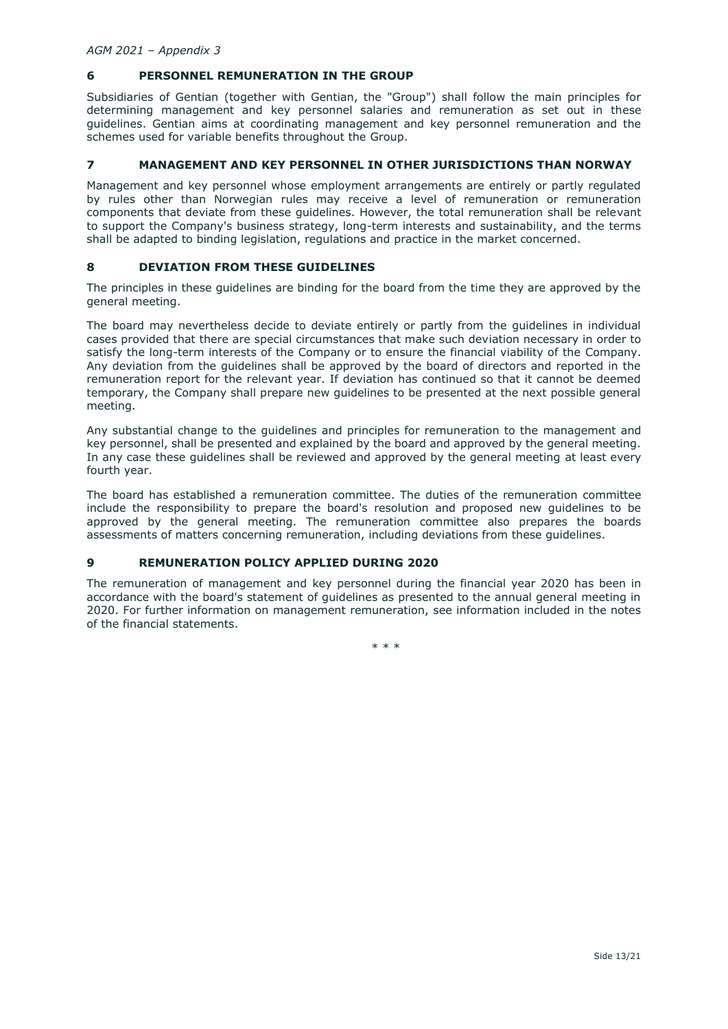## 6 PERSONNEL REMUNERATION IN THE GROUP

Subsidiaries of Gentian (together with Gentian, the "Group") shall follow the main principles for determining management and key personnel salaries and remuneration as set out in these guidelines. Gentian aims at coordinating management and key personnel remuneration and the schemes used for variable benefits throughout the Group.

## 7 MANAGEMENT AND KEY PERSONNEL IN OTHER JURISDICTIONS THAN NORWAY

Management and key personnel whose employment arrangements are entirely or partly regulated by rules other than Norwegian rules may receive a level of remuneration or remuneration components that deviate from these guidelines. However, the total remuneration shall be relevant to support the Company's business strategy, long-term interests and sustainability, and the terms shall be adapted to binding legislation, regulations and practice in the market concerned.

## 8 DEVIATION FROM THESE GUIDELINES

The principles in these guidelines are binding for the board from the time they are approved by the general meeting.

The board may nevertheless decide to deviate entirely or partly from the guidelines in individual cases provided that there are special circumstances that make such deviation necessary in order to satisfy the long-term interests of the Company or to ensure the financial viability of the Company. Any deviation from the guidelines shall be approved by the board of directors and reported in the remuneration report for the relevant year. If deviation has continued so that it cannot be deemed temporary, the Company shall prepare new guidelines to be presented at the next possible general meeting.

Any substantial change to the guidelines and principles for remuneration to the management and key personnel, shall be presented and explained by the board and approved by the general meeting. In any case these guidelines shall be reviewed and approved by the general meeting at least every fourth year.

The board has established a remuneration committee. The duties of the remuneration committee include the responsibility to prepare the board's resolution and proposed new guidelines to be approved by the general meeting. The remuneration committee also prepares the boards assessments of matters concerning remuneration, including deviations from these guidelines.

## 9 REMUNERATION POLICY APPLIED DURING 2020

The remuneration of management and key personnel during the financial year 2020 has been in accordance with the board's statement of guidelines as presented to the annual general meeting in 2020. For further information on management remuneration, see information included in the notes of the financial statements.

\* \* \*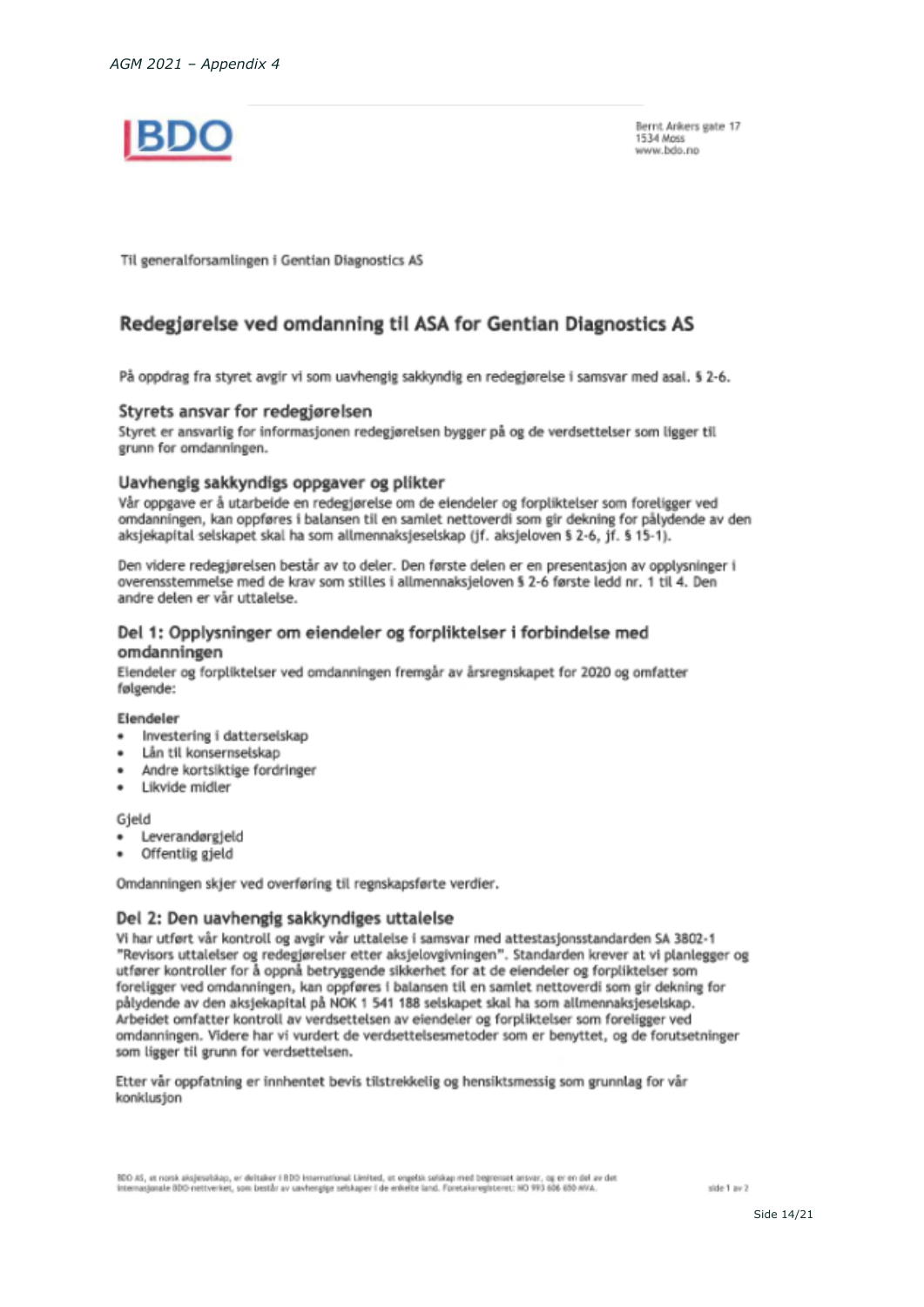BDO

Bernt Ankers gate 17
1534 Moss
www.bdo.no

Til generalforsamlingen i Gentian Diagnostics AS

## Redegjørelse ved omdanning til ASA for Gentian Diagnostics AS

På oppdrag fra styret avgir vi som uavhengig sakkyndig en redegjørelse i samsvar med asal. § 2-6.

### Styrets ansvar for redegjørelsen

Styret er ansvarlig for informasjonen redegjørelsen bygger på og de verdsettelser som ligger til grunn for omdanningen.

### Uavhengig sakkyndigs oppgaver og plikter

Vår oppgave er å utarbeide en redegjørelse om de eiendeler og forpliktelser som foreligger ved omdanningen, kan oppføres i balansen til en samlet nettoverdi som gir dekning for pålydende av den aksjekapital selskapet skal ha som allmennaksjeselskap (jf. aksjeloven § 2-6, jf. § 15-1).

Den videre redegjørelsen består av to deler. Den første delen er en presentasjon av opplysninger i overensstemmelse med de krav som stilles i allmennaksjeloven § 2-6 første ledd nr. 1 til 4. Den andre delen er vår uttalelse.

### Del 1: Opplysninger om eiendeler og forpliktelser i forbindelse med omdanningen

Eiendeler og forpliktelser ved omdanningen fremgår av årsregnskapet for 2020 og omfatter følgende:

**Eiendeler**

- Investering i datterselskap
- Lån til konsernselskap
- Andre kortsiktige fordringer
- Likvide midler

Gjeld

- Leverandørgjeld
- Offentlig gjeld

Omdanningen skjer ved overføring til regnskapsførte verdier.

### Del 2: Den uavhengig sakkyndiges uttalelse

Vi har utført vår kontroll og avgir vår uttalelse i samsvar med attestasjonsstandarden SA 3802-1 "Revisors uttalelser og redegjørelser etter aksjelovgivningen". Standarden krever at vi planlegger og utfører kontroller for å oppnå betryggende sikkerhet for at de eiendeler og forpliktelser som foreligger ved omdanningen, kan oppføres i balansen til en samlet nettoverdi som gir dekning for pålydende av den aksjekapital på NOK 1 541 188 selskapet skal ha som allmennaksjeselskap. Arbeidet omfatter kontroll av verdsettelsen av eiendeler og forpliktelser som foreligger ved omdanningen. Videre har vi vurdert de verdsettelsesmetoder som er benyttet, og de forutsetninger som ligger til grunn for verdsettelsen.

Etter vår oppfatning er innhentet bevis tilstrekkelig og hensiktsmessig som grunnlag for vår konklusjon

BDO AS, et norsk aksjeselskap, er deltaker i BDO International Limited, et engelsk selskap med begrenset ansvar, og er en del av det internasjonale BDO-nettverket, som består av uavhengige selskaper i de enkelte land. Foretaksregisteret: NO 993 606 650 MVA.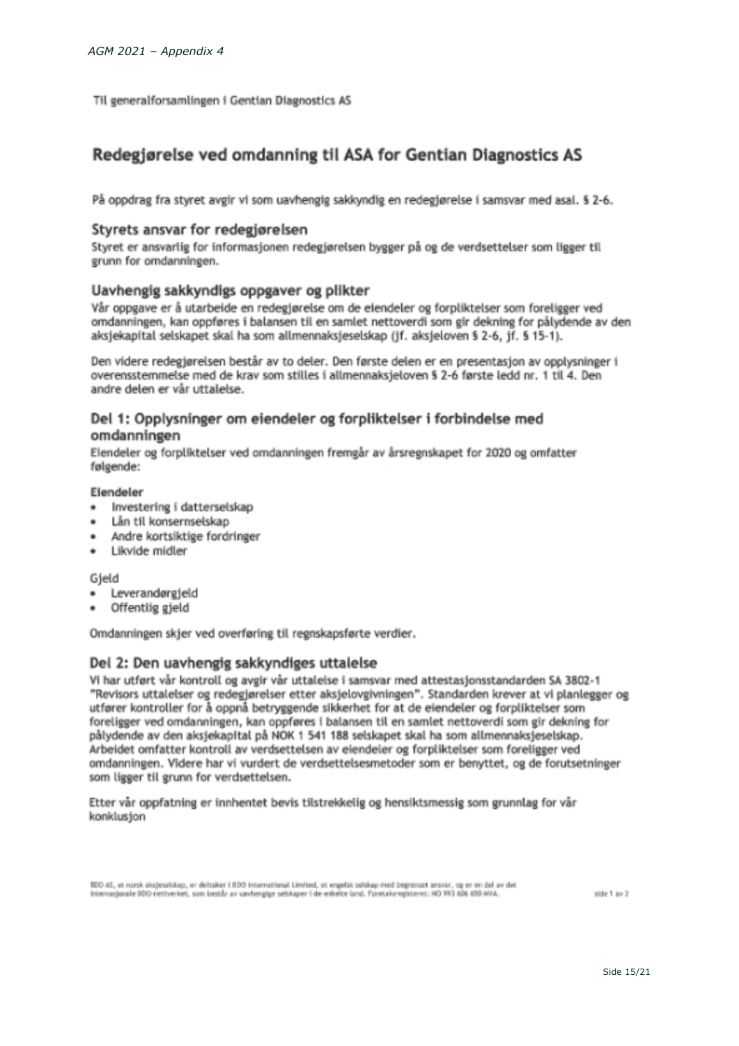Til generalforsamlingen i Gentian Diagnostics AS

# Redegjørelse ved omdanning til ASA for Gentian Diagnostics AS

På oppdrag fra styret avgir vi som uavhengig sakkyndig en redegjørelse i samsvar med asal. § 2-6.

## Styrets ansvar for redegjørelsen

Styret er ansvarlig for informasjonen redegjørelsen bygger på og de verdsettelser som ligger til grunn for omdanningen.

## Uavhengig sakkyndigs oppgaver og plikter

Vår oppgave er å utarbeide en redegjørelse om de eiendeler og forpliktelser som foreligger ved omdanningen, kan oppføres i balansen til en samlet nettoverdi som gir dekning for pålydende av den aksjekapital selskapet skal ha som allmennaksjeselskap (jf. aksjeloven § 2-6, jf. § 15-1).

Den videre redegjørelsen består av to deler. Den første delen er en presentasjon av opplysninger i overensstemmelse med de krav som stilles i allmennaksjeloven § 2-6 første ledd nr. 1 til 4. Den andre delen er vår uttalelse.

## Del 1: Opplysninger om eiendeler og forpliktelser i forbindelse med omdanningen

Eiendeler og forpliktelser ved omdanningen fremgår av årsregnskapet for 2020 og omfatter følgende:

**Eiendeler**

- Investering i datterselskap
- Lån til konsernselskap
- Andre kortsiktige fordringer
- Likvide midler

Gjeld

- Leverandørgjeld
- Offentlig gjeld

Omdanningen skjer ved overføring til regnskapsførte verdier.

## Del 2: Den uavhengig sakkyndiges uttalelse

Vi har utført vår kontroll og avgir vår uttalelse i samsvar med attestasjonsstandarden SA 3802-1 "Revisors uttalelser og redegjørelser etter aksjelovgivningen". Standarden krever at vi planlegger og utfører kontroller for å oppnå betryggende sikkerhet for at de eiendeler og forpliktelser som foreligger ved omdanningen, kan oppføres i balansen til en samlet nettoverdi som gir dekning for pålydende av den aksjekapital på NOK 1 541 188 selskapet skal ha som allmennaksjeselskap. Arbeidet omfatter kontroll av verdsettelsen av eiendeler og forpliktelser som foreligger ved omdanningen. Videre har vi vurdert de verdsettelsesmetoder som er benyttet, og de forutsetninger som ligger til grunn for verdsettelsen.

Etter vår oppfatning er innhentet bevis tilstrekkelig og hensiktsmessig som grunnlag for vår konklusjon

BDO AS, et norsk aksjeselskap, er deltaker i BDO International Limited, et engelsk selskap med begrenset ansvar, og er en del av det internasjonale BDO-nettverket, som består av uavhengige selskaper i de enkelte land. Foretaksregisteret: NO 993 606 650 MVA.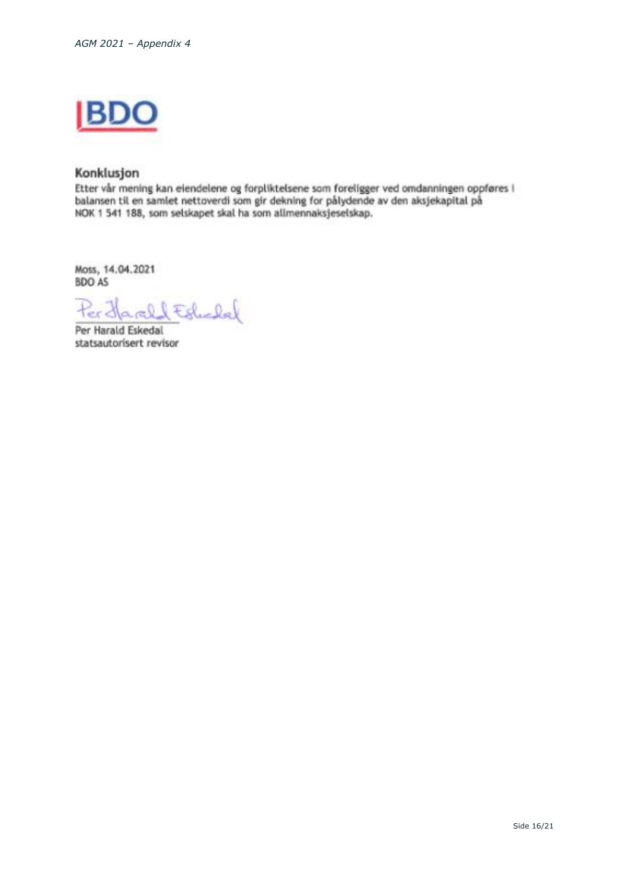BDO

## Konklusjon

Etter vår mening kan eiendelene og forpliktelsene som foreligger ved omdanningen oppføres i balansen til en samlet nettoverdi som gir dekning for pålydende av den aksjekapital på NOK 1 541 188, som selskapet skal ha som allmennaksjeselskap.

Moss, 14.04.2021
BDO AS

Per Harald Eskedal
statsautorisert revisor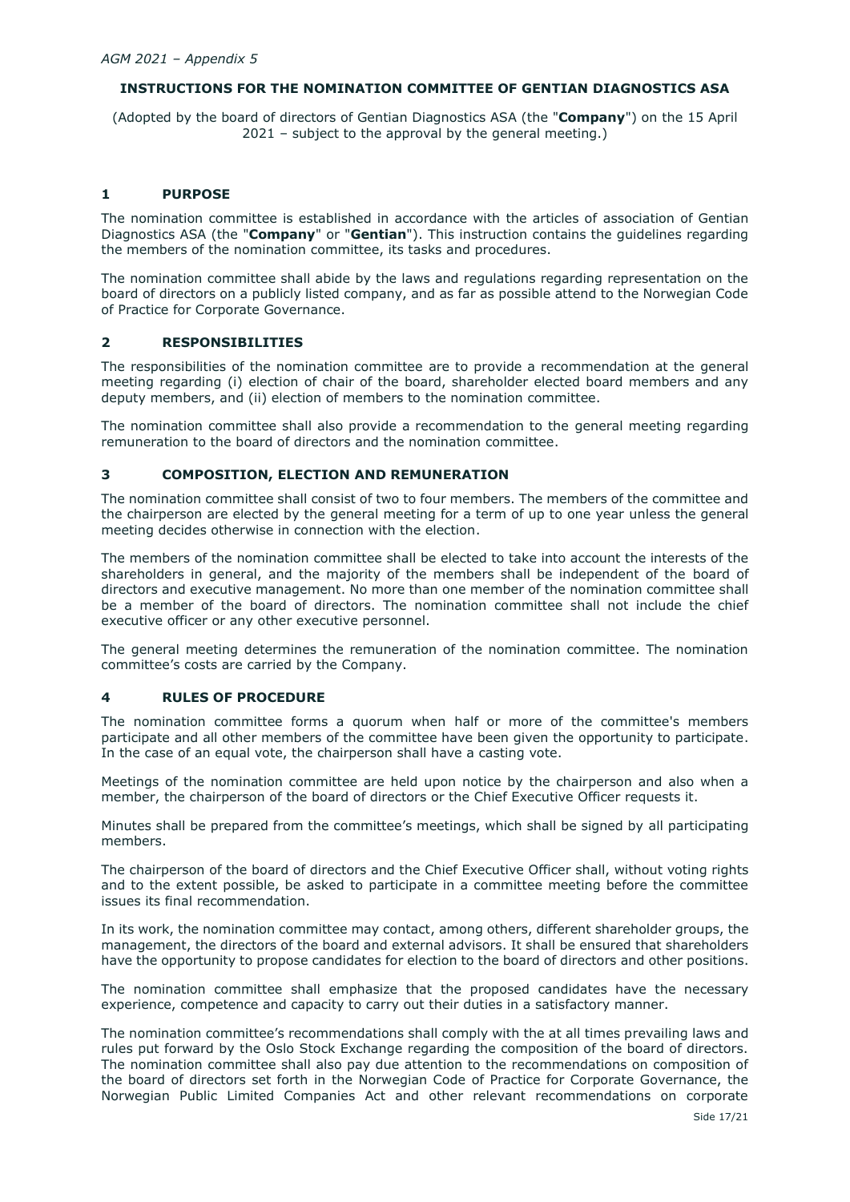*AGM 2021 – Appendix 5*

# INSTRUCTIONS FOR THE NOMINATION COMMITTEE OF GENTIAN DIAGNOSTICS ASA

(Adopted by the board of directors of Gentian Diagnostics ASA (the "**Company**") on the 15 April 2021 – subject to the approval by the general meeting.)

## 1 PURPOSE

The nomination committee is established in accordance with the articles of association of Gentian Diagnostics ASA (the "**Company**" or "**Gentian**"). This instruction contains the guidelines regarding the members of the nomination committee, its tasks and procedures.

The nomination committee shall abide by the laws and regulations regarding representation on the board of directors on a publicly listed company, and as far as possible attend to the Norwegian Code of Practice for Corporate Governance.

## 2 RESPONSIBILITIES

The responsibilities of the nomination committee are to provide a recommendation at the general meeting regarding (i) election of chair of the board, shareholder elected board members and any deputy members, and (ii) election of members to the nomination committee.

The nomination committee shall also provide a recommendation to the general meeting regarding remuneration to the board of directors and the nomination committee.

## 3 COMPOSITION, ELECTION AND REMUNERATION

The nomination committee shall consist of two to four members. The members of the committee and the chairperson are elected by the general meeting for a term of up to one year unless the general meeting decides otherwise in connection with the election.

The members of the nomination committee shall be elected to take into account the interests of the shareholders in general, and the majority of the members shall be independent of the board of directors and executive management. No more than one member of the nomination committee shall be a member of the board of directors. The nomination committee shall not include the chief executive officer or any other executive personnel.

The general meeting determines the remuneration of the nomination committee. The nomination committee's costs are carried by the Company.

## 4 RULES OF PROCEDURE

The nomination committee forms a quorum when half or more of the committee's members participate and all other members of the committee have been given the opportunity to participate. In the case of an equal vote, the chairperson shall have a casting vote.

Meetings of the nomination committee are held upon notice by the chairperson and also when a member, the chairperson of the board of directors or the Chief Executive Officer requests it.

Minutes shall be prepared from the committee's meetings, which shall be signed by all participating members.

The chairperson of the board of directors and the Chief Executive Officer shall, without voting rights and to the extent possible, be asked to participate in a committee meeting before the committee issues its final recommendation.

In its work, the nomination committee may contact, among others, different shareholder groups, the management, the directors of the board and external advisors. It shall be ensured that shareholders have the opportunity to propose candidates for election to the board of directors and other positions.

The nomination committee shall emphasize that the proposed candidates have the necessary experience, competence and capacity to carry out their duties in a satisfactory manner.

The nomination committee's recommendations shall comply with the at all times prevailing laws and rules put forward by the Oslo Stock Exchange regarding the composition of the board of directors. The nomination committee shall also pay due attention to the recommendations on composition of the board of directors set forth in the Norwegian Code of Practice for Corporate Governance, the Norwegian Public Limited Companies Act and other relevant recommendations on corporate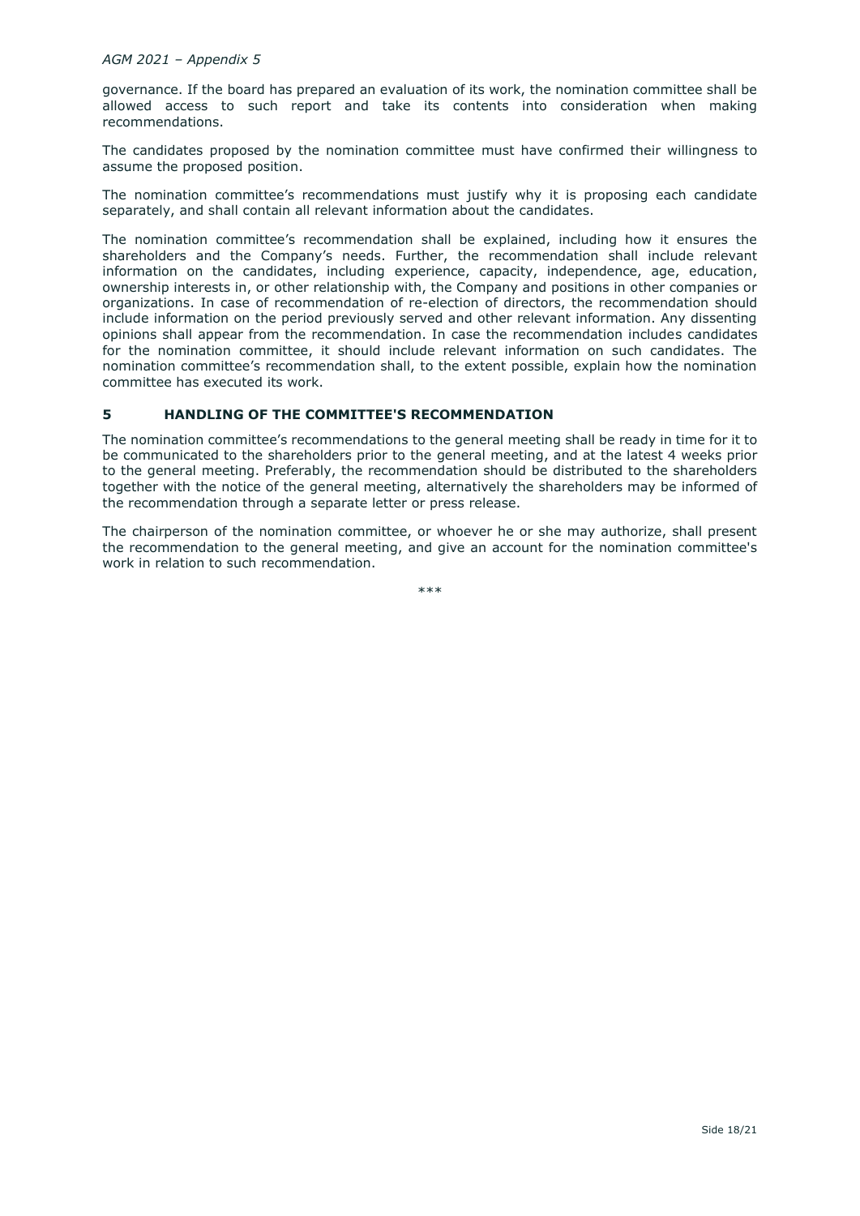governance. If the board has prepared an evaluation of its work, the nomination committee shall be allowed access to such report and take its contents into consideration when making recommendations.

The candidates proposed by the nomination committee must have confirmed their willingness to assume the proposed position.

The nomination committee's recommendations must justify why it is proposing each candidate separately, and shall contain all relevant information about the candidates.

The nomination committee's recommendation shall be explained, including how it ensures the shareholders and the Company's needs. Further, the recommendation shall include relevant information on the candidates, including experience, capacity, independence, age, education, ownership interests in, or other relationship with, the Company and positions in other companies or organizations. In case of recommendation of re-election of directors, the recommendation should include information on the period previously served and other relevant information. Any dissenting opinions shall appear from the recommendation. In case the recommendation includes candidates for the nomination committee, it should include relevant information on such candidates. The nomination committee's recommendation shall, to the extent possible, explain how the nomination committee has executed its work.

## 5 HANDLING OF THE COMMITTEE'S RECOMMENDATION

The nomination committee's recommendations to the general meeting shall be ready in time for it to be communicated to the shareholders prior to the general meeting, and at the latest 4 weeks prior to the general meeting. Preferably, the recommendation should be distributed to the shareholders together with the notice of the general meeting, alternatively the shareholders may be informed of the recommendation through a separate letter or press release.

The chairperson of the nomination committee, or whoever he or she may authorize, shall present the recommendation to the general meeting, and give an account for the nomination committee's work in relation to such recommendation.

***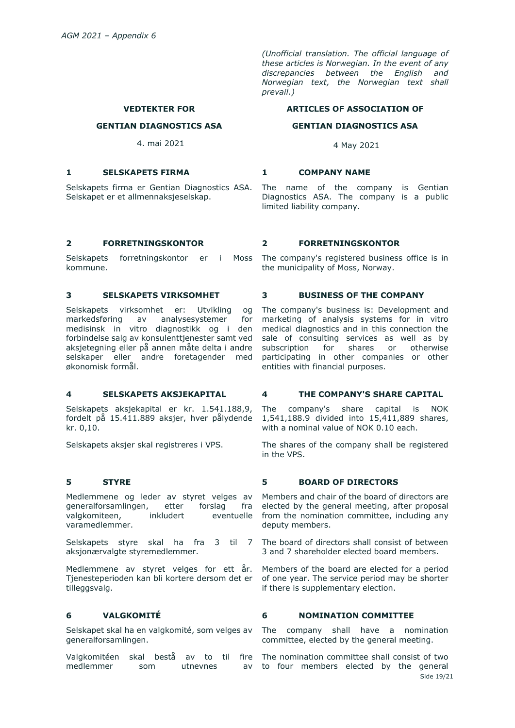*AGM 2021 – Appendix 6*

*(Unofficial translation. The official language of these articles is Norwegian. In the event of any discrepancies between the English and Norwegian text, the Norwegian text shall prevail.)*

| **VEDTEKTER FOR** | **ARTICLES OF ASSOCIATION OF** |
|---|---|
| **GENTIAN DIAGNOSTICS ASA** | **GENTIAN DIAGNOSTICS ASA** |
| 4. mai 2021 | 4 May 2021 |
| **1 SELSKAPETS FIRMA** | **1 COMPANY NAME** |
| Selskapets firma er Gentian Diagnostics ASA. Selskapet er et allmennaksjeselskap. | The name of the company is Gentian Diagnostics ASA. The company is a public limited liability company. |
| **2 FORRETNINGSKONTOR** | **2 FORRETNINGSKONTOR** |
| Selskapets forretningskontor er i Moss kommune. | The company's registered business office is in the municipality of Moss, Norway. |
| **3 SELSKAPETS VIRKSOMHET** | **3 BUSINESS OF THE COMPANY** |
| Selskapets virksomhet er: Utvikling og markedsføring av analysesystemer for medisinsk in vitro diagnostikk og i den forbindelse salg av konsulenttjenester samt ved aksjetegning eller på annen måte delta i andre selskaper eller andre foretagender med økonomisk formål. | The company's business is: Development and marketing of analysis systems for in vitro medical diagnostics and in this connection the sale of consulting services as well as by subscription for shares or otherwise participating in other companies or other entities with financial purposes. |
| **4 SELSKAPETS AKSJEKAPITAL** | **4 THE COMPANY'S SHARE CAPITAL** |
| Selskapets aksjekapital er kr. 1.541.188,9, fordelt på 15.411.889 aksjer, hver pålydende kr. 0,10. | The company's share capital is NOK 1,541,188.9 divided into 15,411,889 shares, with a nominal value of NOK 0.10 each. |
| Selskapets aksjer skal registreres i VPS. | The shares of the company shall be registered in the VPS. |
| **5 STYRE** | **5 BOARD OF DIRECTORS** |
| Medlemmene og leder av styret velges av generalforsamlingen, etter forslag fra valgkomiteen, inkludert eventuelle varamedlemmer. | Members and chair of the board of directors are elected by the general meeting, after proposal from the nomination committee, including any deputy members. |
| Selskapets styre skal ha fra 3 til 7 aksjonærvalgte styremedlemmer. | The board of directors shall consist of between 3 and 7 shareholder elected board members. |
| Medlemmene av styret velges for ett år. Tjenesteperioden kan bli kortere dersom det er tilleggsvalg. | Members of the board are elected for a period of one year. The service period may be shorter if there is supplementary election. |
| **6 VALGKOMITÉ** | **6 NOMINATION COMMITTEE** |
| Selskapet skal ha en valgkomité, som velges av generalforsamlingen. | The company shall have a nomination committee, elected by the general meeting. |
| Valgkomitéen skal bestå av to til fire medlemmer som utnevnes av | The nomination committee shall consist of two to four members elected by the general |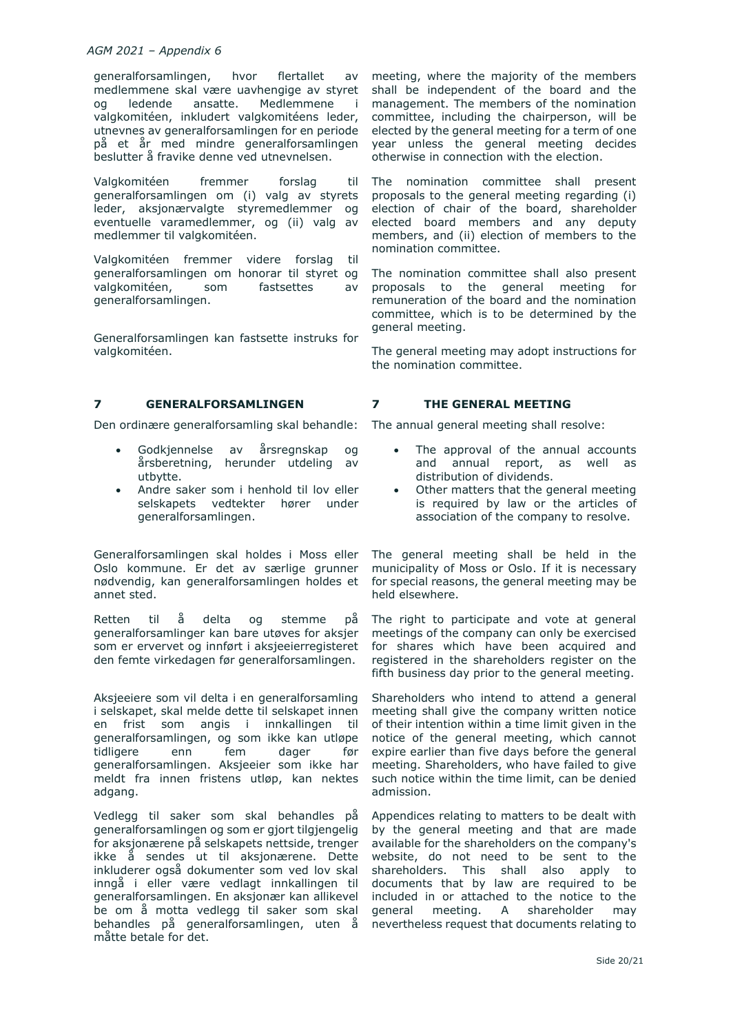generalforsamlingen, hvor flertallet av medlemmene skal være uavhengige av styret og ledende ansatte. Medlemmene i valgkomitéen, inkludert valgkomitéens leder, utnevnes av generalforsamlingen for en periode på et år med mindre generalforsamlingen beslutter å fravike denne ved utnevnelsen.

meeting, where the majority of the members shall be independent of the board and the management. The members of the nomination committee, including the chairperson, will be elected by the general meeting for a term of one year unless the general meeting decides otherwise in connection with the election.

Valgkomitéen fremmer forslag til generalforsamlingen om (i) valg av styrets leder, aksjonærvalgte styremedlemmer og eventuelle varamedlemmer, og (ii) valg av medlemmer til valgkomitéen.

The nomination committee shall present proposals to the general meeting regarding (i) election of chair of the board, shareholder elected board members and any deputy members, and (ii) election of members to the nomination committee.

Valgkomitéen fremmer videre forslag til generalforsamlingen om honorar til styret og valgkomitéen, som fastsettes av generalforsamlingen.

The nomination committee shall also present proposals to the general meeting for remuneration of the board and the nomination committee, which is to be determined by the general meeting.

Generalforsamlingen kan fastsette instruks for valgkomitéen.

The general meeting may adopt instructions for the nomination committee.

## 7 GENERALFORSAMLINGEN

Den ordinære generalforsamling skal behandle:

- Godkjennelse av årsregnskap og årsberetning, herunder utdeling av utbytte.
- Andre saker som i henhold til lov eller selskapets vedtekter hører under generalforsamlingen.

Generalforsamlingen skal holdes i Moss eller Oslo kommune. Er det av særlige grunner nødvendig, kan generalforsamlingen holdes et annet sted.

Retten til å delta og stemme på generalforsamlinger kan bare utøves for aksjer som er ervervet og innført i aksjeeierregisteret den femte virkedagen før generalforsamlingen.

Aksjeeiere som vil delta i en generalforsamling i selskapet, skal melde dette til selskapet innen en frist som angis i innkallingen til generalforsamlingen, og som ikke kan utløpe tidligere enn fem dager før generalforsamlingen. Aksjeeier som ikke har meldt fra innen fristens utløp, kan nektes adgang.

Vedlegg til saker som skal behandles på generalforsamlingen og som er gjort tilgjengelig for aksjonærene på selskapets nettside, trenger ikke å sendes ut til aksjonærene. Dette inkluderer også dokumenter som ved lov skal inngå i eller være vedlagt innkallingen til generalforsamlingen. En aksjonær kan allikevel be om å motta vedlegg til saker som skal behandles på generalforsamlingen, uten å måtte betale for det.

## 7 THE GENERAL MEETING

The annual general meeting shall resolve:

- The approval of the annual accounts and annual report, as well as distribution of dividends.
- Other matters that the general meeting is required by law or the articles of association of the company to resolve.

The general meeting shall be held in the municipality of Moss or Oslo. If it is necessary for special reasons, the general meeting may be held elsewhere.

The right to participate and vote at general meetings of the company can only be exercised for shares which have been acquired and registered in the shareholders register on the fifth business day prior to the general meeting.

Shareholders who intend to attend a general meeting shall give the company written notice of their intention within a time limit given in the notice of the general meeting, which cannot expire earlier than five days before the general meeting. Shareholders, who have failed to give such notice within the time limit, can be denied admission.

Appendices relating to matters to be dealt with by the general meeting and that are made available for the shareholders on the company's website, do not need to be sent to the shareholders. This shall also apply to documents that by law are required to be included in or attached to the notice to the general meeting. A shareholder may nevertheless request that documents relating to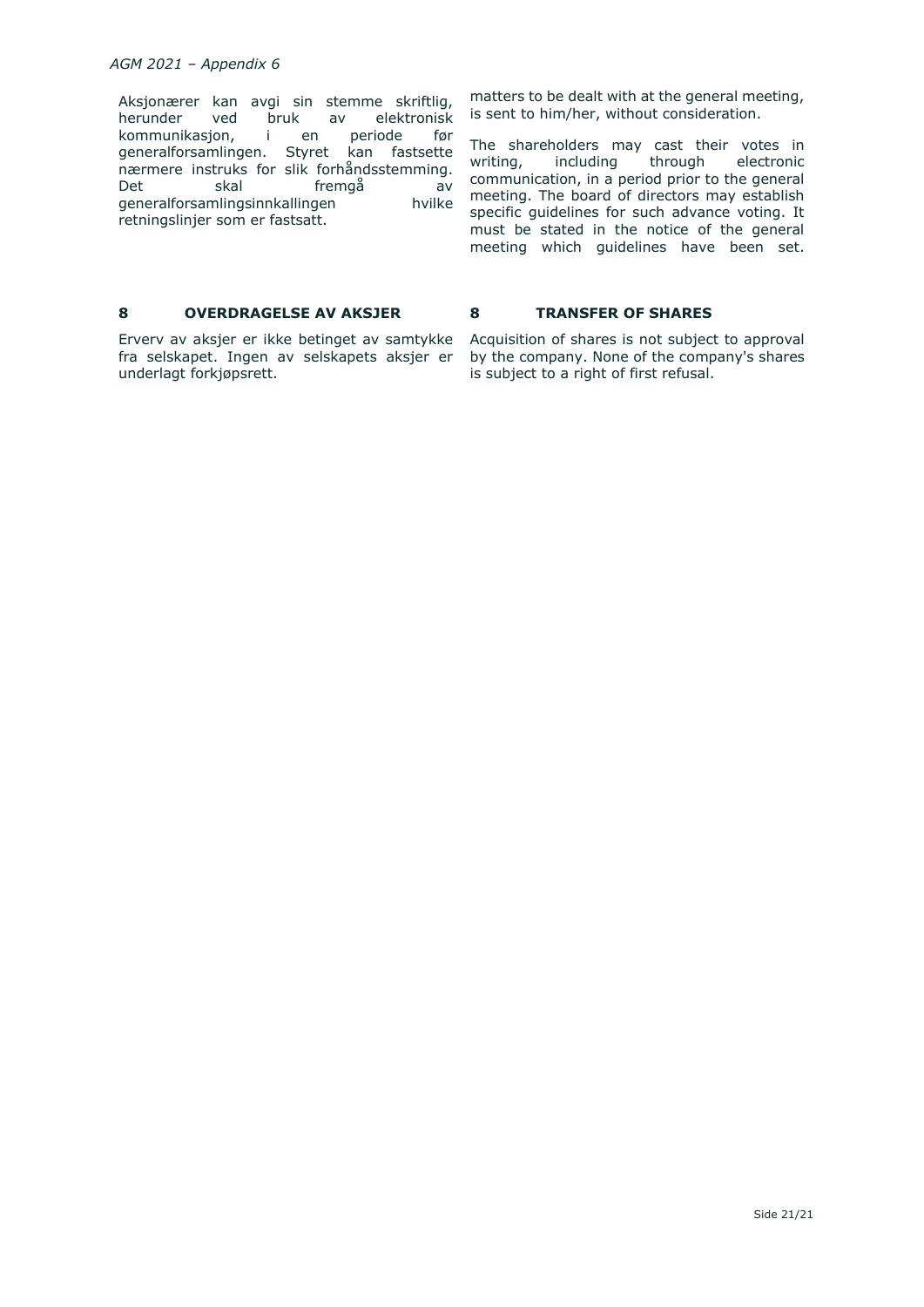Aksjonærer kan avgi sin stemme skriftlig, herunder ved bruk av elektronisk kommunikasjon, i en periode før generalforsamlingen. Styret kan fastsette nærmere instruks for slik forhåndsstemming. Det skal fremgå av generalforsamlingsinnkallingen hvilke retningslinjer som er fastsatt.

matters to be dealt with at the general meeting, is sent to him/her, without consideration.

The shareholders may cast their votes in writing, including through electronic communication, in a period prior to the general meeting. The board of directors may establish specific guidelines for such advance voting. It must be stated in the notice of the general meeting which guidelines have been set.

## 8 OVERDRAGELSE AV AKSJER

Erverv av aksjer er ikke betinget av samtykke fra selskapet. Ingen av selskapets aksjer er underlagt forkjøpsrett.

## 8 TRANSFER OF SHARES

Acquisition of shares is not subject to approval by the company. None of the company's shares is subject to a right of first refusal.